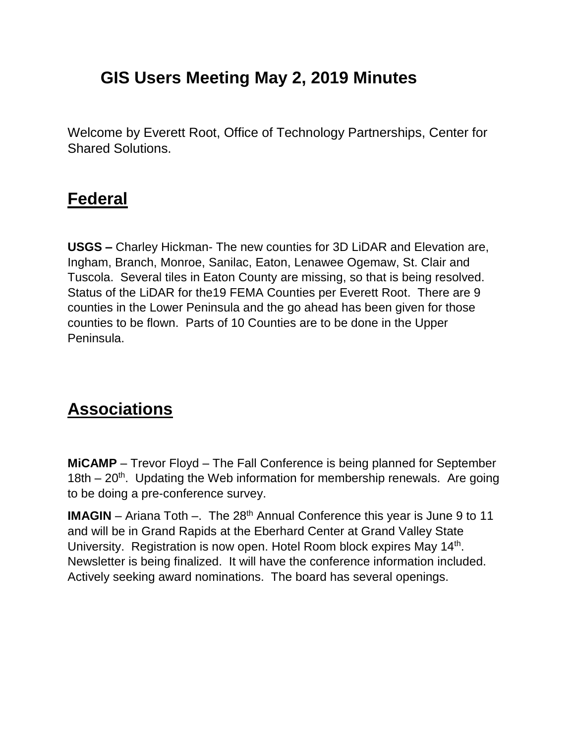# GIS Users Meeting May 2, 2019 Minutes

Welcome by Everett Root, Office of Technology Partnerships, Center for Shared Solutions.

## Federal

**USGS –** Charley Hickman- The new counties for 3D LiDAR and Elevation are, Ingham, Branch, Monroe, Sanilac, Eaton, Lenawee Ogemaw, St. Clair and Tuscola. Several tiles in Eaton County are missing, so that is being resolved. Status of the LiDAR for the19 FEMA Counties per Everett Root. There are 9 counties in the Lower Peninsula and the go ahead has been given for those counties to be flown. Parts of 10 Counties are to be done in the Upper Peninsula.

## Associations

**MiCAMP** – Trevor Floyd – The Fall Conference is being planned for September 18th – 20th. Updating the Web information for membership renewals. Are going to be doing a pre-conference survey.

**IMAGIN** – Ariana Toth –. The 28th Annual Conference this year is June 9 to 11 and will be in Grand Rapids at the Eberhard Center at Grand Valley State University. Registration is now open. Hotel Room block expires May 14th. Newsletter is being finalized. It will have the conference information included. Actively seeking award nominations. The board has several openings.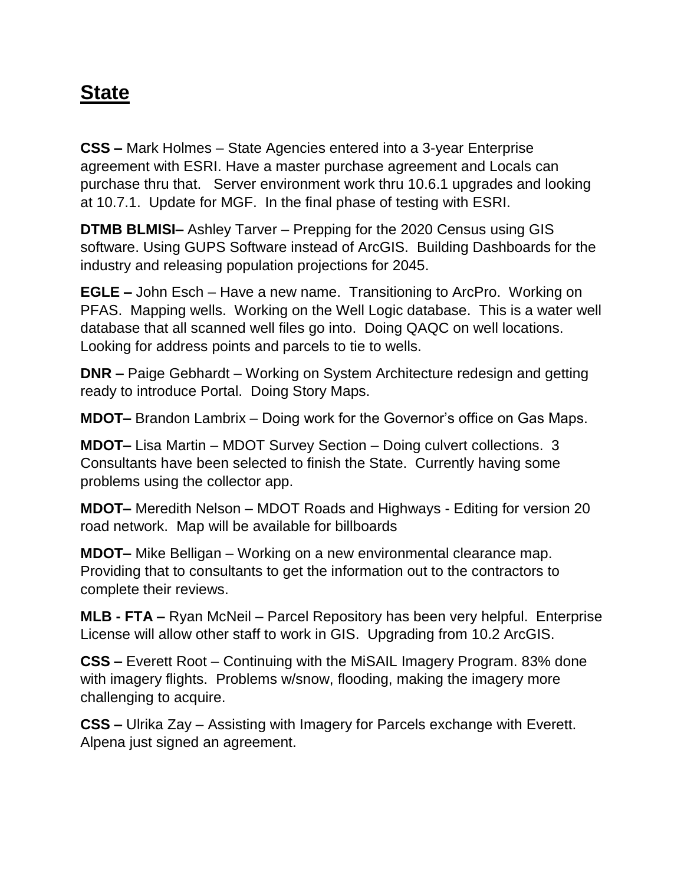## State

**CSS –** Mark Holmes – State Agencies entered into a 3-year Enterprise agreement with ESRI. Have a master purchase agreement and Locals can purchase thru that.   Server environment work thru 10.6.1 upgrades and looking at 10.7.1.  Update for MGF.  In the final phase of testing with ESRI.

**DTMB BLMISI–** Ashley Tarver – Prepping for the 2020 Census using GIS software. Using GUPS Software instead of ArcGIS.  Building Dashboards for the industry and releasing population projections for 2045.

**EGLE –** John Esch – Have a new name.  Transitioning to ArcPro.  Working on PFAS.  Mapping wells.  Working on the Well Logic database.  This is a water well database that all scanned well files go into.  Doing QAQC on well locations.  Looking for address points and parcels to tie to wells.

**DNR –** Paige Gebhardt – Working on System Architecture redesign and getting ready to introduce Portal.  Doing Story Maps.

**MDOT–** Brandon Lambrix – Doing work for the Governor's office on Gas Maps.

**MDOT–** Lisa Martin – MDOT Survey Section – Doing culvert collections.  3 Consultants have been selected to finish the State.  Currently having some problems using the collector app.

**MDOT–** Meredith Nelson – MDOT Roads and Highways - Editing for version 20 road network.  Map will be available for billboards

**MDOT–** Mike Belligan – Working on a new environmental clearance map.  Providing that to consultants to get the information out to the contractors to complete their reviews.

**MLB - FTA –** Ryan McNeil – Parcel Repository has been very helpful.  Enterprise License will allow other staff to work in GIS.  Upgrading from 10.2 ArcGIS.

**CSS –** Everett Root – Continuing with the MiSAIL Imagery Program. 83% done with imagery flights.  Problems w/snow, flooding, making the imagery more challenging to acquire.

**CSS –** Ulrika Zay – Assisting with Imagery for Parcels exchange with Everett.  Alpena just signed an agreement.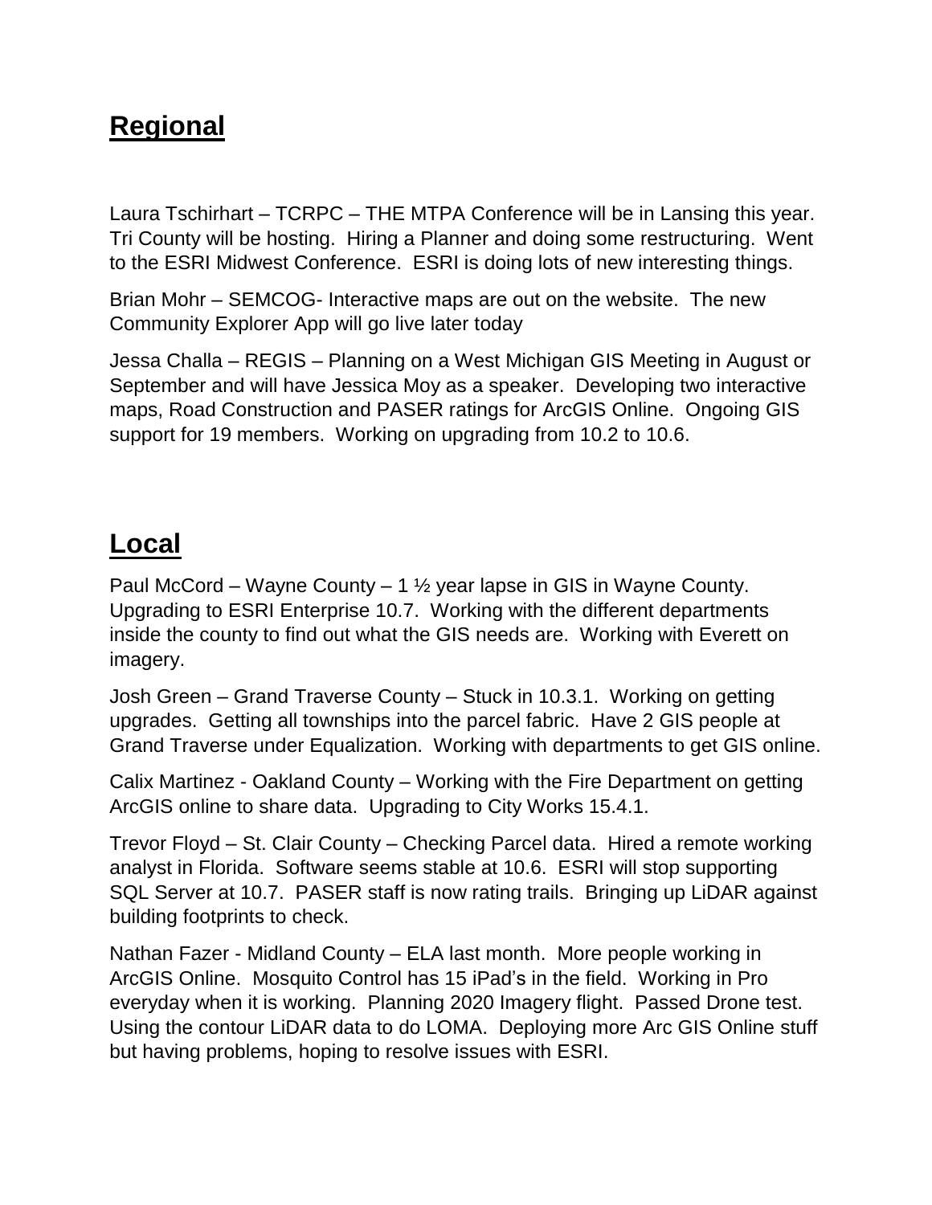## Regional

Laura Tschirhart – TCRPC – THE MTPA Conference will be in Lansing this year. Tri County will be hosting. Hiring a Planner and doing some restructuring. Went to the ESRI Midwest Conference. ESRI is doing lots of new interesting things.

Brian Mohr – SEMCOG- Interactive maps are out on the website. The new Community Explorer App will go live later today

Jessa Challa – REGIS – Planning on a West Michigan GIS Meeting in August or September and will have Jessica Moy as a speaker. Developing two interactive maps, Road Construction and PASER ratings for ArcGIS Online. Ongoing GIS support for 19 members. Working on upgrading from 10.2 to 10.6.

## Local

Paul McCord – Wayne County – 1 ½ year lapse in GIS in Wayne County. Upgrading to ESRI Enterprise 10.7. Working with the different departments inside the county to find out what the GIS needs are. Working with Everett on imagery.

Josh Green – Grand Traverse County – Stuck in 10.3.1. Working on getting upgrades. Getting all townships into the parcel fabric. Have 2 GIS people at Grand Traverse under Equalization. Working with departments to get GIS online.

Calix Martinez - Oakland County – Working with the Fire Department on getting ArcGIS online to share data. Upgrading to City Works 15.4.1.

Trevor Floyd – St. Clair County – Checking Parcel data. Hired a remote working analyst in Florida. Software seems stable at 10.6. ESRI will stop supporting SQL Server at 10.7. PASER staff is now rating trails. Bringing up LiDAR against building footprints to check.

Nathan Fazer - Midland County – ELA last month. More people working in ArcGIS Online. Mosquito Control has 15 iPad's in the field. Working in Pro everyday when it is working. Planning 2020 Imagery flight. Passed Drone test. Using the contour LiDAR data to do LOMA. Deploying more Arc GIS Online stuff but having problems, hoping to resolve issues with ESRI.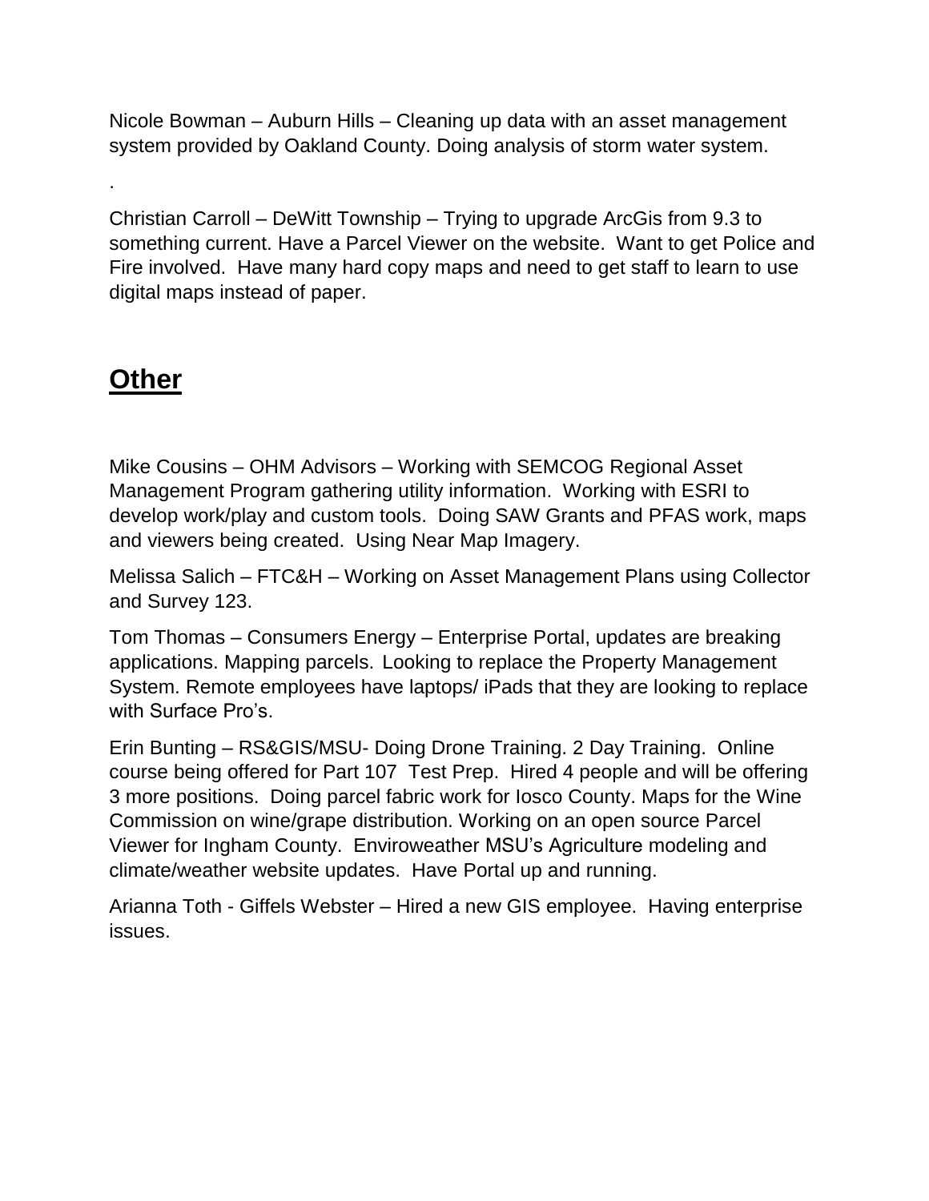Nicole Bowman – Auburn Hills – Cleaning up data with an asset management system provided by Oakland County. Doing analysis of storm water system.

.

Christian Carroll – DeWitt Township – Trying to upgrade ArcGis from 9.3 to something current. Have a Parcel Viewer on the website. Want to get Police and Fire involved. Have many hard copy maps and need to get staff to learn to use digital maps instead of paper.

## **Other**

Mike Cousins – OHM Advisors – Working with SEMCOG Regional Asset Management Program gathering utility information. Working with ESRI to develop work/play and custom tools. Doing SAW Grants and PFAS work, maps and viewers being created. Using Near Map Imagery.

Melissa Salich – FTC&H – Working on Asset Management Plans using Collector and Survey 123.

Tom Thomas – Consumers Energy – Enterprise Portal, updates are breaking applications. Mapping parcels. Looking to replace the Property Management System. Remote employees have laptops/ iPads that they are looking to replace with Surface Pro's.

Erin Bunting – RS&GIS/MSU- Doing Drone Training. 2 Day Training. Online course being offered for Part 107 Test Prep. Hired 4 people and will be offering 3 more positions. Doing parcel fabric work for Iosco County. Maps for the Wine Commission on wine/grape distribution. Working on an open source Parcel Viewer for Ingham County. Enviroweather MSU's Agriculture modeling and climate/weather website updates. Have Portal up and running.

Arianna Toth - Giffels Webster – Hired a new GIS employee. Having enterprise issues.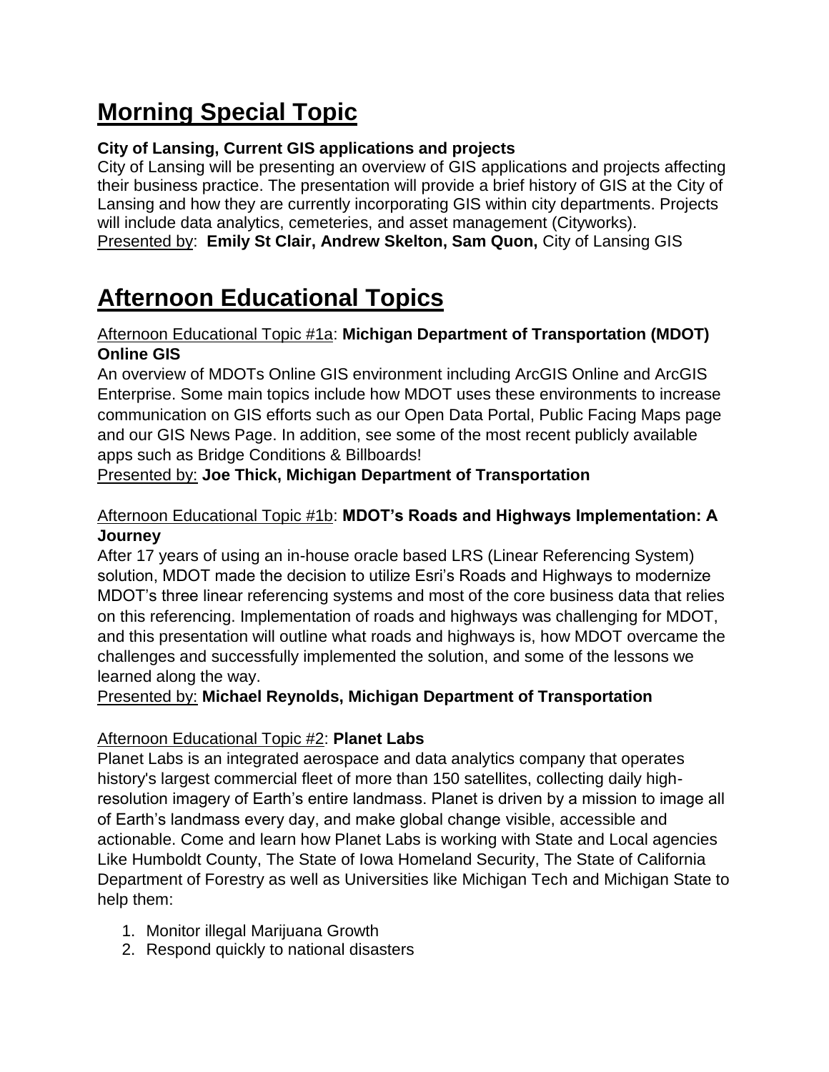# Morning Special Topic

**City of Lansing, Current GIS applications and projects**

City of Lansing will be presenting an overview of GIS applications and projects affecting their business practice. The presentation will provide a brief history of GIS at the City of Lansing and how they are currently incorporating GIS within city departments. Projects will include data analytics, cemeteries, and asset management (Cityworks).

Presented by: **Emily St Clair, Andrew Skelton, Sam Quon,** City of Lansing GIS

# Afternoon Educational Topics

Afternoon Educational Topic #1a: **Michigan Department of Transportation (MDOT) Online GIS**

An overview of MDOTs Online GIS environment including ArcGIS Online and ArcGIS Enterprise. Some main topics include how MDOT uses these environments to increase communication on GIS efforts such as our Open Data Portal, Public Facing Maps page and our GIS News Page. In addition, see some of the most recent publicly available apps such as Bridge Conditions & Billboards!

Presented by: **Joe Thick, Michigan Department of Transportation**

Afternoon Educational Topic #1b: **MDOT's Roads and Highways Implementation: A Journey**

After 17 years of using an in-house oracle based LRS (Linear Referencing System) solution, MDOT made the decision to utilize Esri's Roads and Highways to modernize MDOT's three linear referencing systems and most of the core business data that relies on this referencing. Implementation of roads and highways was challenging for MDOT, and this presentation will outline what roads and highways is, how MDOT overcame the challenges and successfully implemented the solution, and some of the lessons we learned along the way.

Presented by: **Michael Reynolds, Michigan Department of Transportation**

Afternoon Educational Topic #2: **Planet Labs**

Planet Labs is an integrated aerospace and data analytics company that operates history's largest commercial fleet of more than 150 satellites, collecting daily high-resolution imagery of Earth's entire landmass. Planet is driven by a mission to image all of Earth's landmass every day, and make global change visible, accessible and actionable. Come and learn how Planet Labs is working with State and Local agencies Like Humboldt County, The State of Iowa Homeland Security, The State of California Department of Forestry as well as Universities like Michigan Tech and Michigan State to help them:

1. Monitor illegal Marijuana Growth
2. Respond quickly to national disasters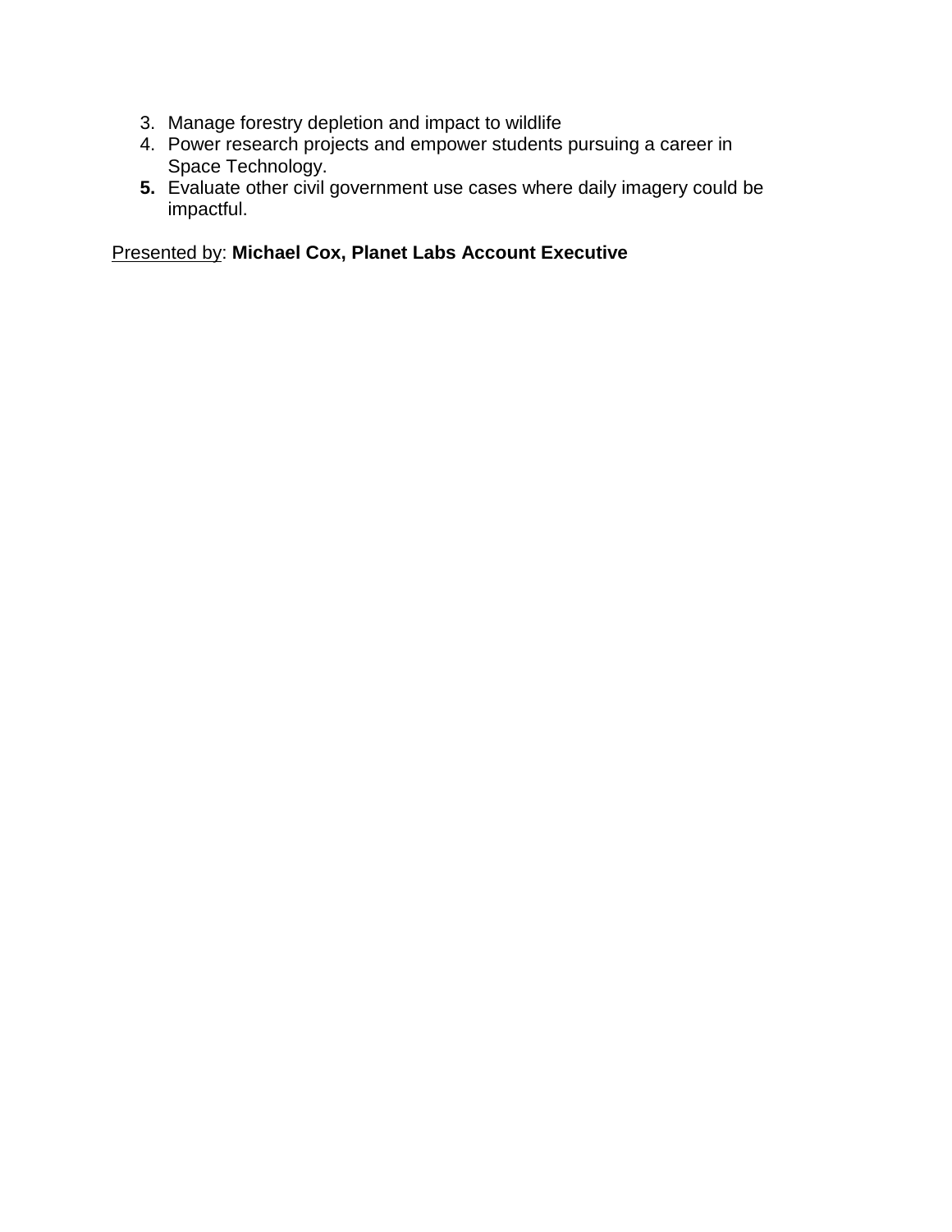3. Manage forestry depletion and impact to wildlife
4. Power research projects and empower students pursuing a career in Space Technology.
5. Evaluate other civil government use cases where daily imagery could be impactful.

Presented by: **Michael Cox, Planet Labs Account Executive**